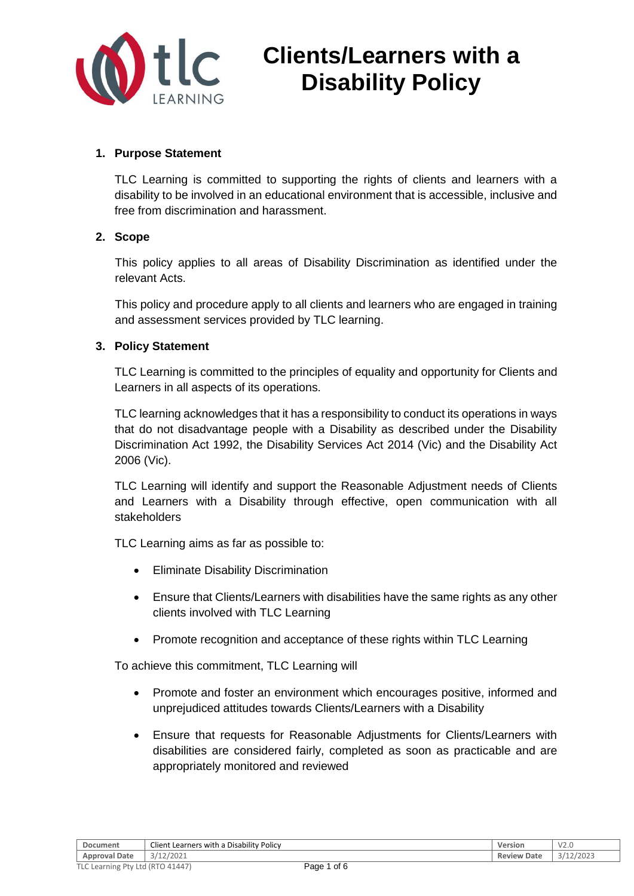# Clients/Learners with a Disability Policy

## 1. Purpose Statement

TLC Learning is committed to supporting the rights of clients and learners with a disability to be involved in an educational environment that is accessible, inclusive and free from discrimination and harassment.

## 2. Scope

This policy applies to all areas of Disability Discrimination as identified under the relevant Acts.

This policy and procedure apply to all clients and learners who are engaged in training and assessment services provided by TLC learning.

## 3. Policy Statement

TLC Learning is committed to the principles of equality and opportunity for Clients and Learners in all aspects of its operations.

TLC learning acknowledges that it has a responsibility to conduct its operations in ways that do not disadvantage people with a Disability as described under the Disability Discrimination Act 1992, the Disability Services Act 2014 (Vic) and the Disability Act 2006 (Vic).

TLC Learning will identify and support the Reasonable Adjustment needs of Clients and Learners with a Disability through effective, open communication with all stakeholders

TLC Learning aims as far as possible to:

- Eliminate Disability Discrimination
- Ensure that Clients/Learners with disabilities have the same rights as any other clients involved with TLC Learning
- Promote recognition and acceptance of these rights within TLC Learning

To achieve this commitment, TLC Learning will

- Promote and foster an environment which encourages positive, informed and unprejudiced attitudes towards Clients/Learners with a Disability
- Ensure that requests for Reasonable Adjustments for Clients/Learners with disabilities are considered fairly, completed as soon as practicable and are appropriately monitored and reviewed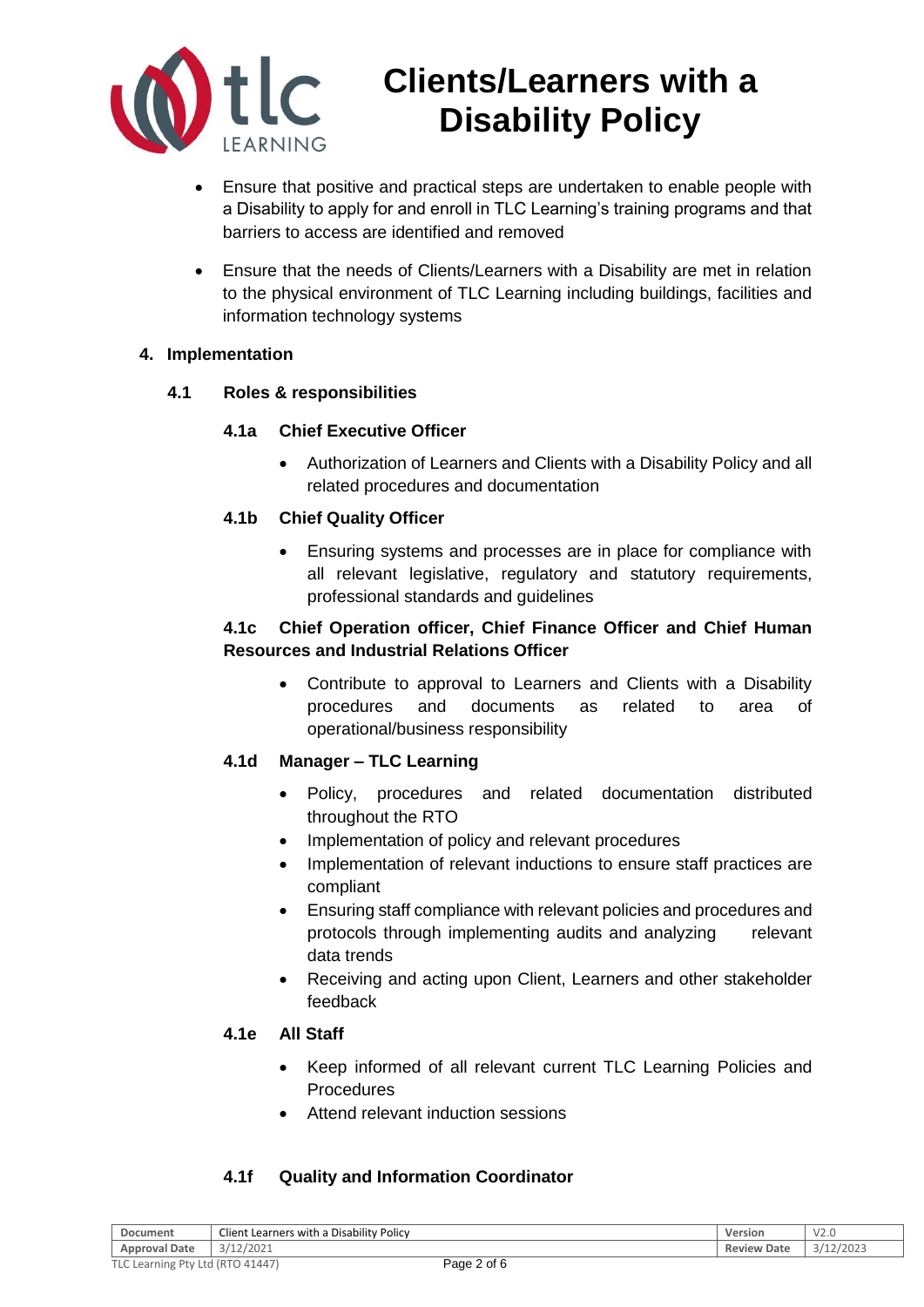- Ensure that positive and practical steps are undertaken to enable people with a Disability to apply for and enroll in TLC Learning's training programs and that barriers to access are identified and removed
- Ensure that the needs of Clients/Learners with a Disability are met in relation to the physical environment of TLC Learning including buildings, facilities and information technology systems

## 4. Implementation

### 4.1 Roles & responsibilities

#### 4.1a Chief Executive Officer

- Authorization of Learners and Clients with a Disability Policy and all related procedures and documentation

#### 4.1b Chief Quality Officer

- Ensuring systems and processes are in place for compliance with all relevant legislative, regulatory and statutory requirements, professional standards and guidelines

#### 4.1c Chief Operation officer, Chief Finance Officer and Chief Human Resources and Industrial Relations Officer

- Contribute to approval to Learners and Clients with a Disability procedures and documents as related to area of operational/business responsibility

#### 4.1d Manager – TLC Learning

- Policy, procedures and related documentation distributed throughout the RTO
- Implementation of policy and relevant procedures
- Implementation of relevant inductions to ensure staff practices are compliant
- Ensuring staff compliance with relevant policies and procedures and protocols through implementing audits and analyzing relevant data trends
- Receiving and acting upon Client, Learners and other stakeholder feedback

#### 4.1e All Staff

- Keep informed of all relevant current TLC Learning Policies and Procedures
- Attend relevant induction sessions

#### 4.1f Quality and Information Coordinator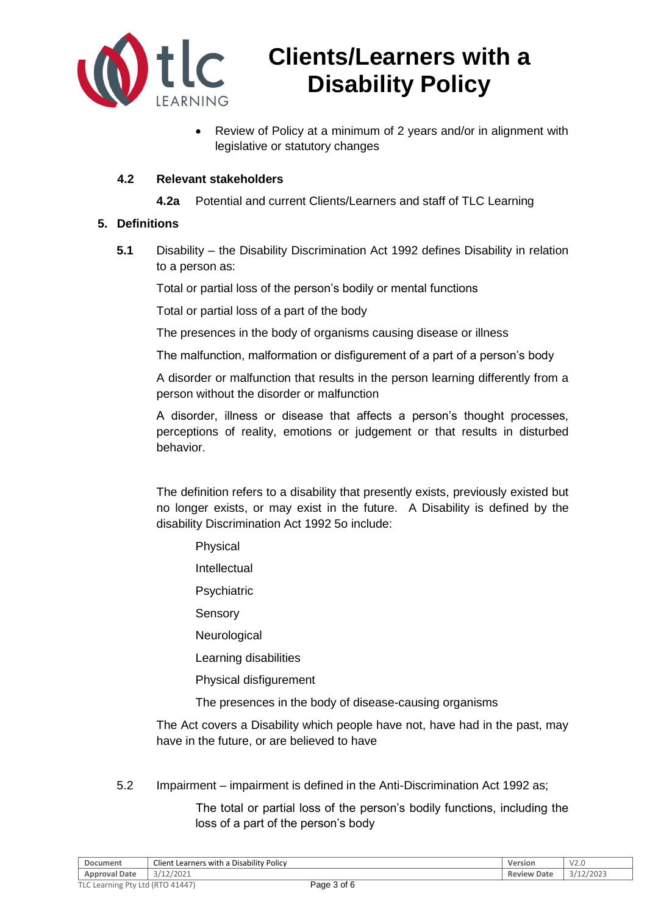- Review of Policy at a minimum of 2 years and/or in alignment with legislative or statutory changes

### 4.2 Relevant stakeholders

**4.2a** Potential and current Clients/Learners and staff of TLC Learning

## 5. Definitions

**5.1** Disability – the Disability Discrimination Act 1992 defines Disability in relation to a person as:

Total or partial loss of the person's bodily or mental functions

Total or partial loss of a part of the body

The presences in the body of organisms causing disease or illness

The malfunction, malformation or disfigurement of a part of a person's body

A disorder or malfunction that results in the person learning differently from a person without the disorder or malfunction

A disorder, illness or disease that affects a person's thought processes, perceptions of reality, emotions or judgement or that results in disturbed behavior.

The definition refers to a disability that presently exists, previously existed but no longer exists, or may exist in the future. A Disability is defined by the disability Discrimination Act 1992 5o include:

Physical

Intellectual

Psychiatric

Sensory

Neurological

Learning disabilities

Physical disfigurement

The presences in the body of disease-causing organisms

The Act covers a Disability which people have not, have had in the past, may have in the future, or are believed to have

5.2 Impairment – impairment is defined in the Anti-Discrimination Act 1992 as;

The total or partial loss of the person's bodily functions, including the loss of a part of the person's body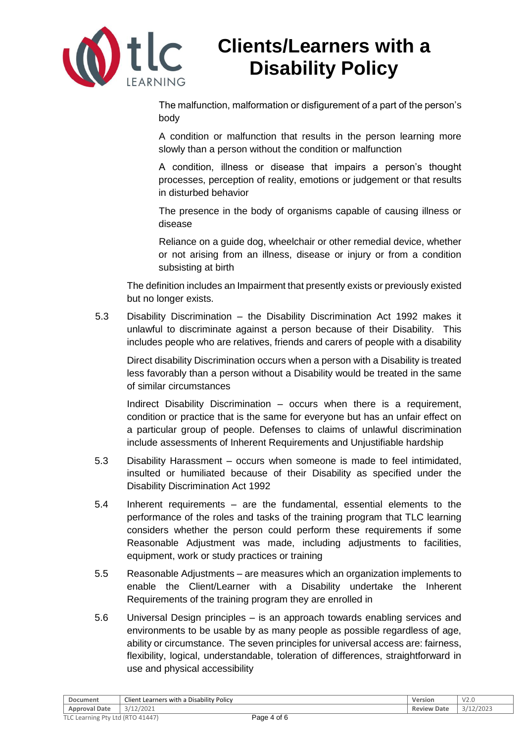The malfunction, malformation or disfigurement of a part of the person's body

A condition or malfunction that results in the person learning more slowly than a person without the condition or malfunction

A condition, illness or disease that impairs a person's thought processes, perception of reality, emotions or judgement or that results in disturbed behavior

The presence in the body of organisms capable of causing illness or disease

Reliance on a guide dog, wheelchair or other remedial device, whether or not arising from an illness, disease or injury or from a condition subsisting at birth

The definition includes an Impairment that presently exists or previously existed but no longer exists.

5.3 Disability Discrimination – the Disability Discrimination Act 1992 makes it unlawful to discriminate against a person because of their Disability. This includes people who are relatives, friends and carers of people with a disability

Direct disability Discrimination occurs when a person with a Disability is treated less favorably than a person without a Disability would be treated in the same of similar circumstances

Indirect Disability Discrimination – occurs when there is a requirement, condition or practice that is the same for everyone but has an unfair effect on a particular group of people. Defenses to claims of unlawful discrimination include assessments of Inherent Requirements and Unjustifiable hardship

5.3 Disability Harassment – occurs when someone is made to feel intimidated, insulted or humiliated because of their Disability as specified under the Disability Discrimination Act 1992

5.4 Inherent requirements – are the fundamental, essential elements to the performance of the roles and tasks of the training program that TLC learning considers whether the person could perform these requirements if some Reasonable Adjustment was made, including adjustments to facilities, equipment, work or study practices or training

5.5 Reasonable Adjustments – are measures which an organization implements to enable the Client/Learner with a Disability undertake the Inherent Requirements of the training program they are enrolled in

5.6 Universal Design principles – is an approach towards enabling services and environments to be usable by as many people as possible regardless of age, ability or circumstance. The seven principles for universal access are: fairness, flexibility, logical, understandable, toleration of differences, straightforward in use and physical accessibility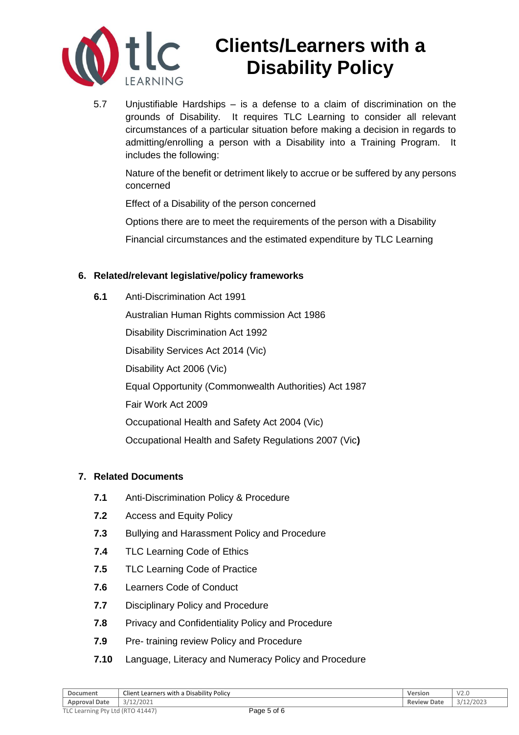5.7 Unjustifiable Hardships – is a defense to a claim of discrimination on the grounds of Disability. It requires TLC Learning to consider all relevant circumstances of a particular situation before making a decision in regards to admitting/enrolling a person with a Disability into a Training Program. It includes the following:

Nature of the benefit or detriment likely to accrue or be suffered by any persons concerned

Effect of a Disability of the person concerned

Options there are to meet the requirements of the person with a Disability

Financial circumstances and the estimated expenditure by TLC Learning

## 6. Related/relevant legislative/policy frameworks

**6.1** Anti-Discrimination Act 1991

Australian Human Rights commission Act 1986

Disability Discrimination Act 1992

Disability Services Act 2014 (Vic)

Disability Act 2006 (Vic)

Equal Opportunity (Commonwealth Authorities) Act 1987

Fair Work Act 2009

Occupational Health and Safety Act 2004 (Vic)

Occupational Health and Safety Regulations 2007 (Vic**)**

## 7. Related Documents

**7.1** Anti-Discrimination Policy & Procedure

**7.2** Access and Equity Policy

**7.3** Bullying and Harassment Policy and Procedure

**7.4** TLC Learning Code of Ethics

**7.5** TLC Learning Code of Practice

**7.6** Learners Code of Conduct

**7.7** Disciplinary Policy and Procedure

**7.8** Privacy and Confidentiality Policy and Procedure

**7.9** Pre- training review Policy and Procedure

**7.10** Language, Literacy and Numeracy Policy and Procedure